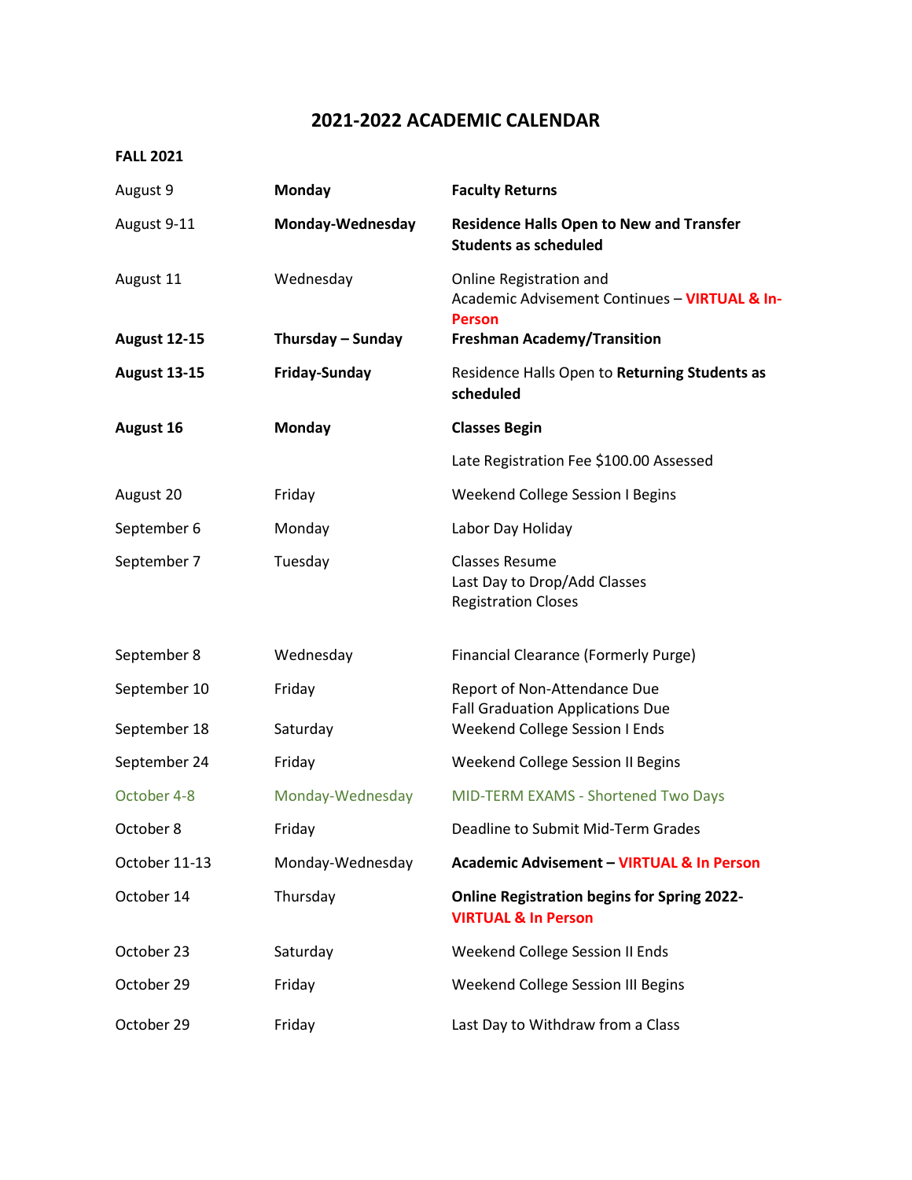# 2021-2022 ACADEMIC CALENDAR

**FALL 2021**

| | | |
|---|---|---|
| August 9 | **Monday** | **Faculty Returns** |
| August 9-11 | **Monday-Wednesday** | **Residence Halls Open to New and Transfer Students as scheduled** |
| August 11 | Wednesday | Online Registration and Academic Advisement Continues – **VIRTUAL & In-Person** |
| **August 12-15** | **Thursday – Sunday** | **Freshman Academy/Transition** |
| **August 13-15** | **Friday-Sunday** | Residence Halls Open to **Returning Students as scheduled** |
| **August 16** | **Monday** | **Classes Begin** |
| | | Late Registration Fee $100.00 Assessed |
| August 20 | Friday | Weekend College Session I Begins |
| September 6 | Monday | Labor Day Holiday |
| September 7 | Tuesday | Classes Resume<br>Last Day to Drop/Add Classes<br>Registration Closes |
| September 8 | Wednesday | Financial Clearance (Formerly Purge) |
| September 10 | Friday | Report of Non-Attendance Due<br>Fall Graduation Applications Due |
| September 18 | Saturday | Weekend College Session I Ends |
| September 24 | Friday | Weekend College Session II Begins |
| October 4-8 | Monday-Wednesday | MID-TERM EXAMS - Shortened Two Days |
| October 8 | Friday | Deadline to Submit Mid-Term Grades |
| October 11-13 | Monday-Wednesday | **Academic Advisement – VIRTUAL & In Person** |
| October 14 | Thursday | **Online Registration begins for Spring 2022- VIRTUAL & In Person** |
| October 23 | Saturday | Weekend College Session II Ends |
| October 29 | Friday | Weekend College Session III Begins |
| October 29 | Friday | Last Day to Withdraw from a Class |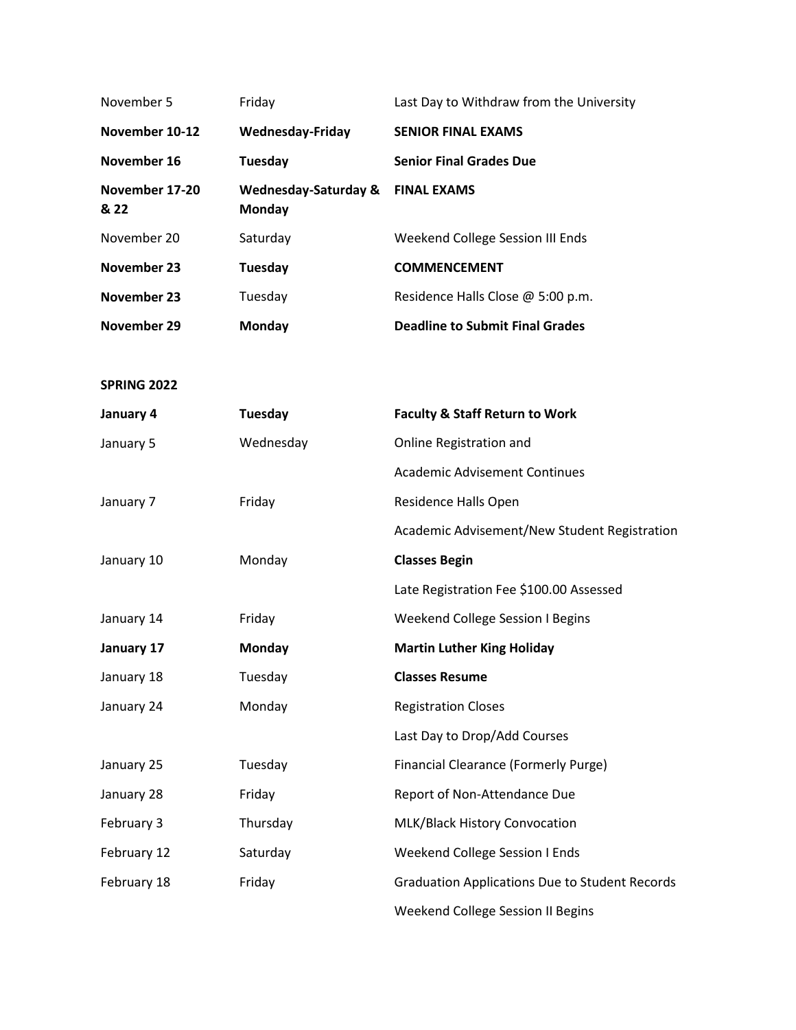| | | |
|---|---|---|
| November 5 | Friday | Last Day to Withdraw from the University |
| **November 10-12** | **Wednesday-Friday** | **SENIOR FINAL EXAMS** |
| **November 16** | **Tuesday** | **Senior Final Grades Due** |
| **November 17-20 & 22** | **Wednesday-Saturday & Monday** | **FINAL EXAMS** |
| November 20 | Saturday | Weekend College Session III Ends |
| **November 23** | **Tuesday** | **COMMENCEMENT** |
| **November 23** | Tuesday | Residence Halls Close @ 5:00 p.m. |
| **November 29** | **Monday** | **Deadline to Submit Final Grades** |

**SPRING 2022**

| | | |
|---|---|---|
| **January 4** | **Tuesday** | **Faculty & Staff Return to Work** |
| January 5 | Wednesday | Online Registration and |
| | | Academic Advisement Continues |
| January 7 | Friday | Residence Halls Open |
| | | Academic Advisement/New Student Registration |
| January 10 | Monday | **Classes Begin** |
| | | Late Registration Fee $100.00 Assessed |
| January 14 | Friday | Weekend College Session I Begins |
| **January 17** | **Monday** | **Martin Luther King Holiday** |
| January 18 | Tuesday | **Classes Resume** |
| January 24 | Monday | Registration Closes |
| | | Last Day to Drop/Add Courses |
| January 25 | Tuesday | Financial Clearance (Formerly Purge) |
| January 28 | Friday | Report of Non-Attendance Due |
| February 3 | Thursday | MLK/Black History Convocation |
| February 12 | Saturday | Weekend College Session I Ends |
| February 18 | Friday | Graduation Applications Due to Student Records |
| | | Weekend College Session II Begins |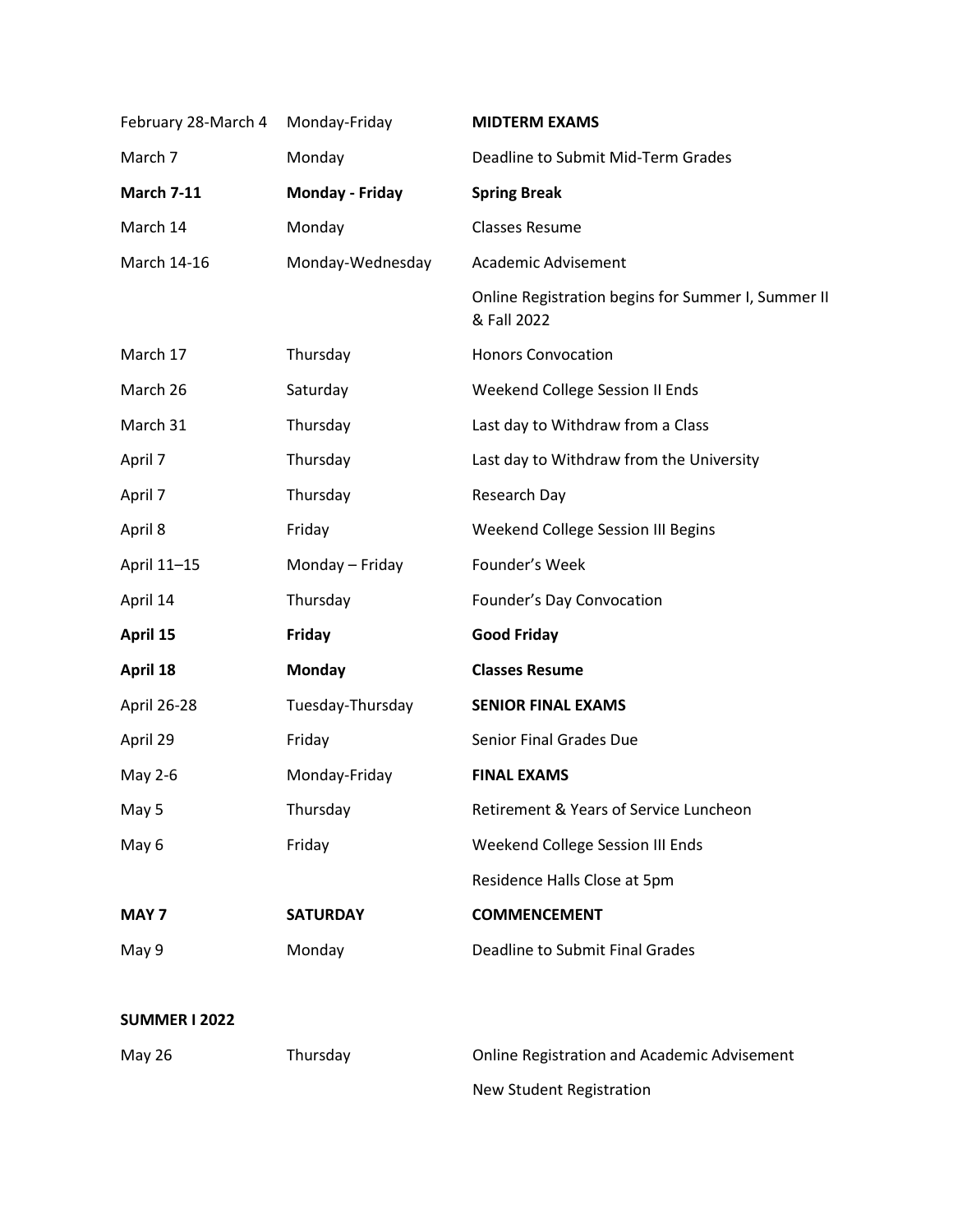| | | |
|---|---|---|
| February 28-March 4 | Monday-Friday | **MIDTERM EXAMS** |
| March 7 | Monday | Deadline to Submit Mid-Term Grades |
| **March 7-11** | **Monday - Friday** | **Spring Break** |
| March 14 | Monday | Classes Resume |
| March 14-16 | Monday-Wednesday | Academic Advisement |
| | | Online Registration begins for Summer I, Summer II & Fall 2022 |
| March 17 | Thursday | Honors Convocation |
| March 26 | Saturday | Weekend College Session II Ends |
| March 31 | Thursday | Last day to Withdraw from a Class |
| April 7 | Thursday | Last day to Withdraw from the University |
| April 7 | Thursday | Research Day |
| April 8 | Friday | Weekend College Session III Begins |
| April 11–15 | Monday – Friday | Founder's Week |
| April 14 | Thursday | Founder's Day Convocation |
| **April 15** | **Friday** | **Good Friday** |
| **April 18** | **Monday** | **Classes Resume** |
| April 26-28 | Tuesday-Thursday | **SENIOR FINAL EXAMS** |
| April 29 | Friday | Senior Final Grades Due |
| May 2-6 | Monday-Friday | **FINAL EXAMS** |
| May 5 | Thursday | Retirement & Years of Service Luncheon |
| May 6 | Friday | Weekend College Session III Ends |
| | | Residence Halls Close at 5pm |
| **MAY 7** | **SATURDAY** | **COMMENCEMENT** |
| May 9 | Monday | Deadline to Submit Final Grades |

**SUMMER I 2022**

| | | |
|---|---|---|
| May 26 | Thursday | Online Registration and Academic Advisement |
| | | New Student Registration |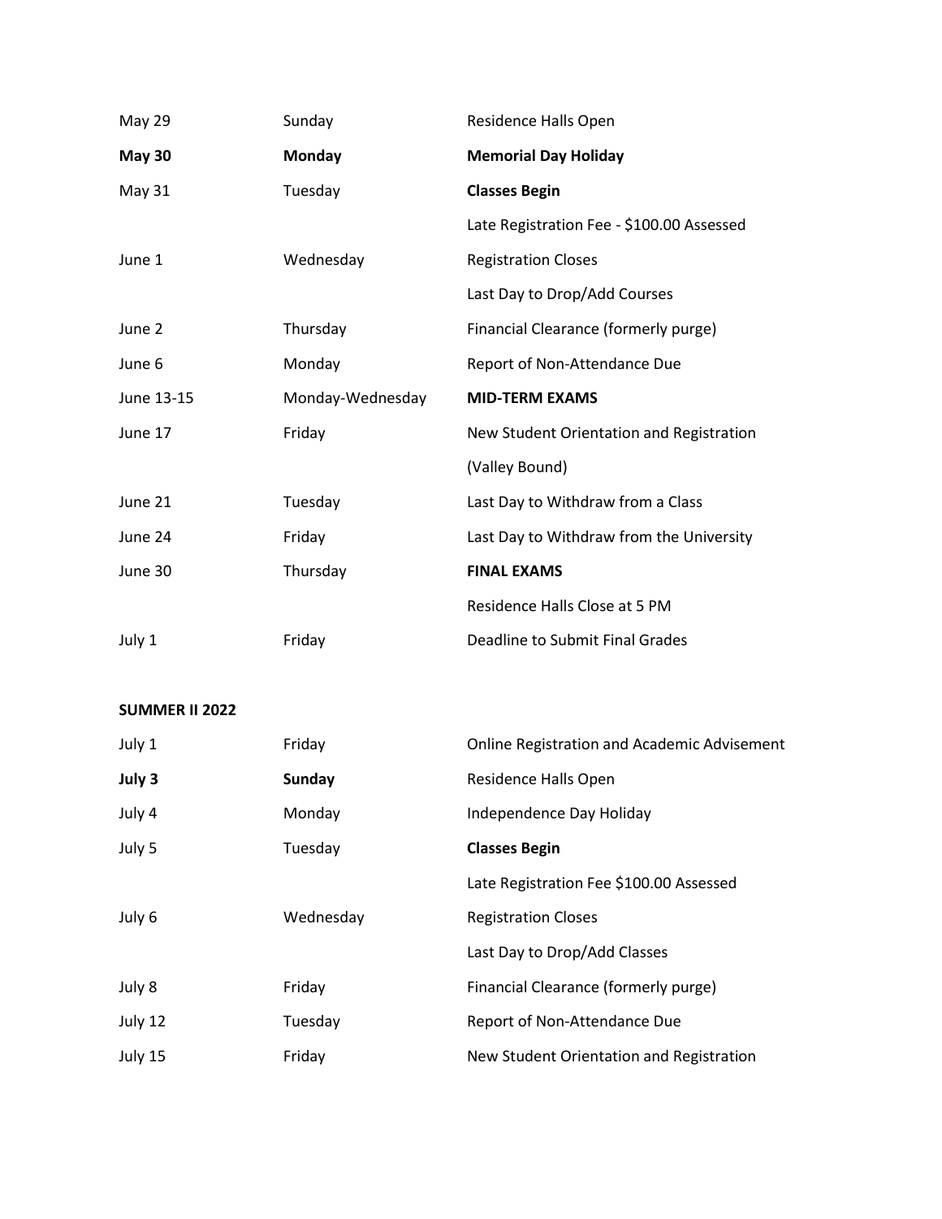| | | |
|---|---|---|
| May 29 | Sunday | Residence Halls Open |
| **May 30** | **Monday** | **Memorial Day Holiday** |
| May 31 | Tuesday | **Classes Begin** |
| | | Late Registration Fee - $100.00 Assessed |
| June 1 | Wednesday | Registration Closes |
| | | Last Day to Drop/Add Courses |
| June 2 | Thursday | Financial Clearance (formerly purge) |
| June 6 | Monday | Report of Non-Attendance Due |
| June 13-15 | Monday-Wednesday | **MID-TERM EXAMS** |
| June 17 | Friday | New Student Orientation and Registration |
| | | (Valley Bound) |
| June 21 | Tuesday | Last Day to Withdraw from a Class |
| June 24 | Friday | Last Day to Withdraw from the University |
| June 30 | Thursday | **FINAL EXAMS** |
| | | Residence Halls Close at 5 PM |
| July 1 | Friday | Deadline to Submit Final Grades |

**SUMMER II 2022**

| | | |
|---|---|---|
| July 1 | Friday | Online Registration and Academic Advisement |
| **July 3** | **Sunday** | Residence Halls Open |
| July 4 | Monday | Independence Day Holiday |
| July 5 | Tuesday | **Classes Begin** |
| | | Late Registration Fee $100.00 Assessed |
| July 6 | Wednesday | Registration Closes |
| | | Last Day to Drop/Add Classes |
| July 8 | Friday | Financial Clearance (formerly purge) |
| July 12 | Tuesday | Report of Non-Attendance Due |
| July 15 | Friday | New Student Orientation and Registration |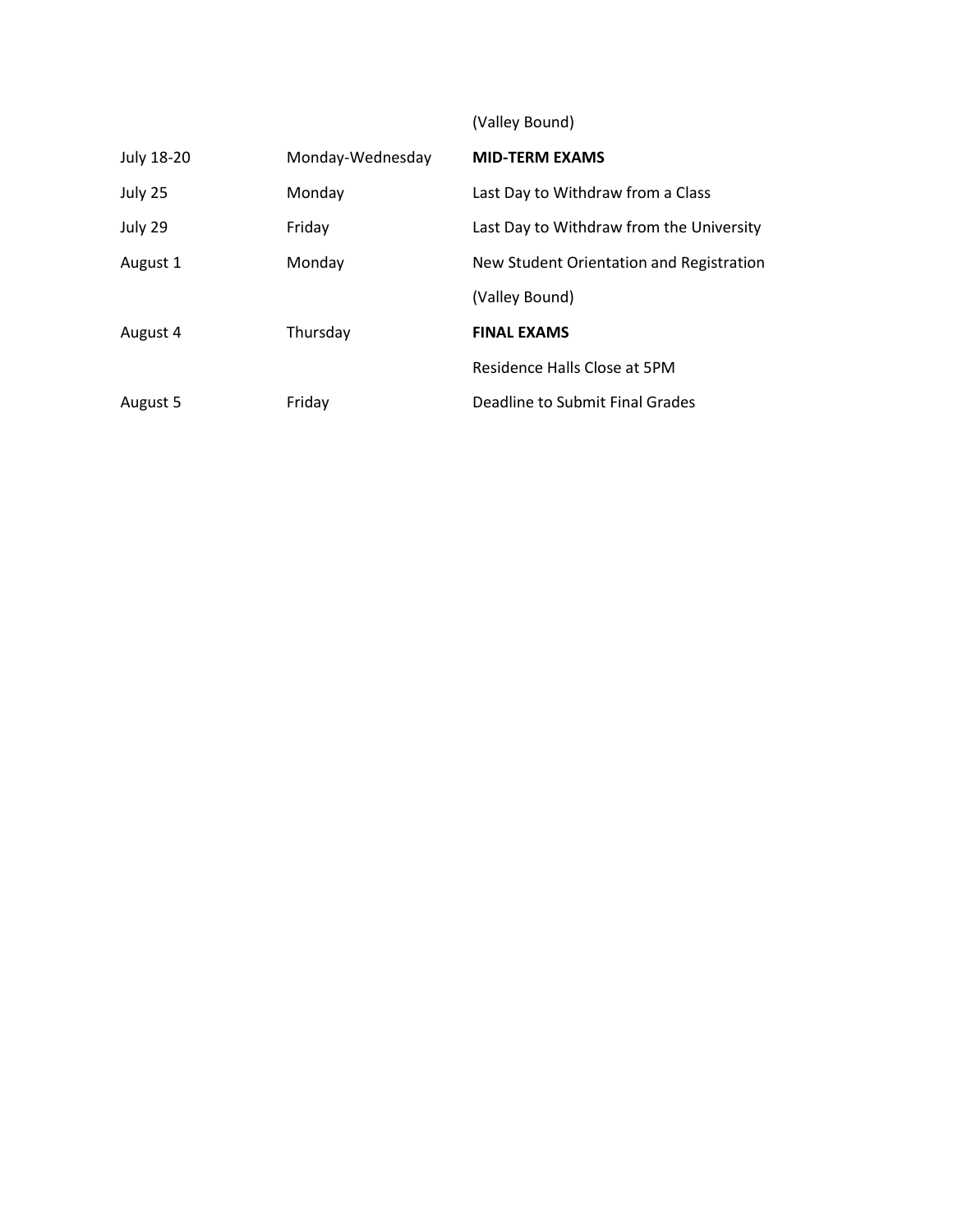| | | |
|---|---|---|
| | | (Valley Bound) |
| July 18-20 | Monday-Wednesday | **MID-TERM EXAMS** |
| July 25 | Monday | Last Day to Withdraw from a Class |
| July 29 | Friday | Last Day to Withdraw from the University |
| August 1 | Monday | New Student Orientation and Registration |
| | | (Valley Bound) |
| August 4 | Thursday | **FINAL EXAMS** |
| | | Residence Halls Close at 5PM |
| August 5 | Friday | Deadline to Submit Final Grades |